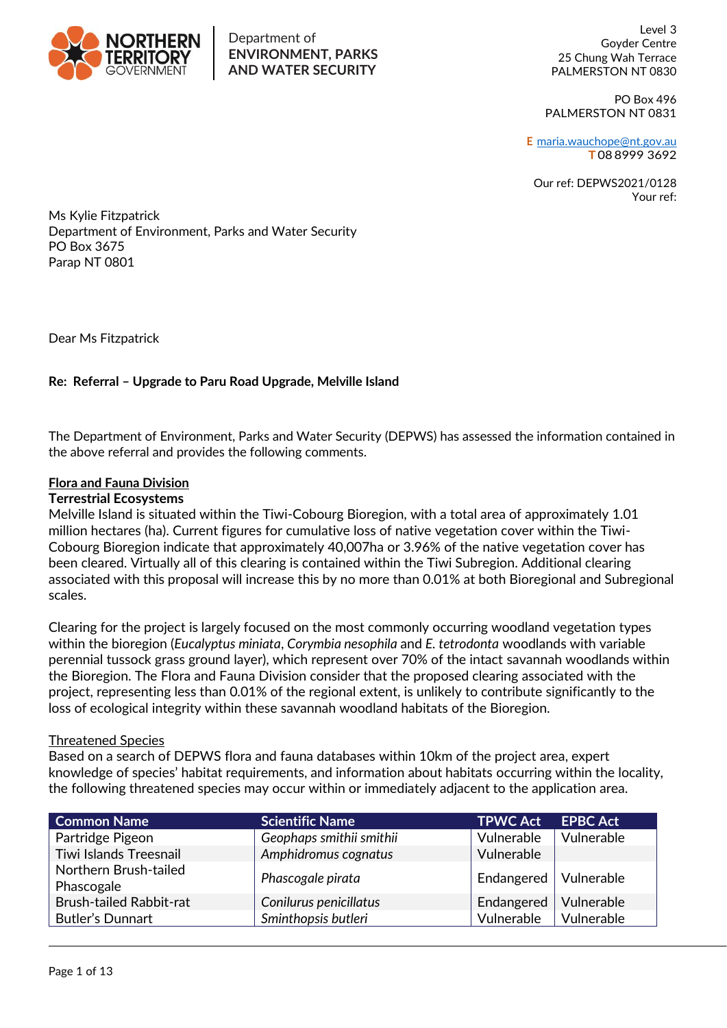NORTHERN TERRITORY GOVERNMENT

Department of **ENVIRONMENT, PARKS AND WATER SECURITY**

Level 3
Goyder Centre
25 Chung Wah Terrace
PALMERSTON NT 0830

PO Box 496
PALMERSTON NT 0831

**E** maria.wauchope@nt.gov.au
**T** 08 8999 3692

Our ref: DEPWS2021/0128
Your ref:

Ms Kylie Fitzpatrick
Department of Environment, Parks and Water Security
PO Box 3675
Parap NT 0801

Dear Ms Fitzpatrick

**Re: Referral – Upgrade to Paru Road Upgrade, Melville Island**

The Department of Environment, Parks and Water Security (DEPWS) has assessed the information contained in the above referral and provides the following comments.

## Flora and Fauna Division

### Terrestrial Ecosystems

Melville Island is situated within the Tiwi-Cobourg Bioregion, with a total area of approximately 1.01 million hectares (ha). Current figures for cumulative loss of native vegetation cover within the Tiwi-Cobourg Bioregion indicate that approximately 40,007ha or 3.96% of the native vegetation cover has been cleared. Virtually all of this clearing is contained within the Tiwi Subregion. Additional clearing associated with this proposal will increase this by no more than 0.01% at both Bioregional and Subregional scales.

Clearing for the project is largely focused on the most commonly occurring woodland vegetation types within the bioregion (*Eucalyptus miniata*, *Corymbia nesophila* and *E. tetrodonta* woodlands with variable perennial tussock grass ground layer), which represent over 70% of the intact savannah woodlands within the Bioregion. The Flora and Fauna Division consider that the proposed clearing associated with the project, representing less than 0.01% of the regional extent, is unlikely to contribute significantly to the loss of ecological integrity within these savannah woodland habitats of the Bioregion.

### Threatened Species

Based on a search of DEPWS flora and fauna databases within 10km of the project area, expert knowledge of species' habitat requirements, and information about habitats occurring within the locality, the following threatened species may occur within or immediately adjacent to the application area.

| Common Name | Scientific Name | TPWC Act | EPBC Act |
|---|---|---|---|
| Partridge Pigeon | *Geophaps smithii smithii* | Vulnerable | Vulnerable |
| Tiwi Islands Treesnail | *Amphidromus cognatus* | Vulnerable | |
| Northern Brush-tailed Phascogale | *Phascogale pirata* | Endangered | Vulnerable |
| Brush-tailed Rabbit-rat | *Conilurus penicillatus* | Endangered | Vulnerable |
| Butler's Dunnart | *Sminthopsis butleri* | Vulnerable | Vulnerable |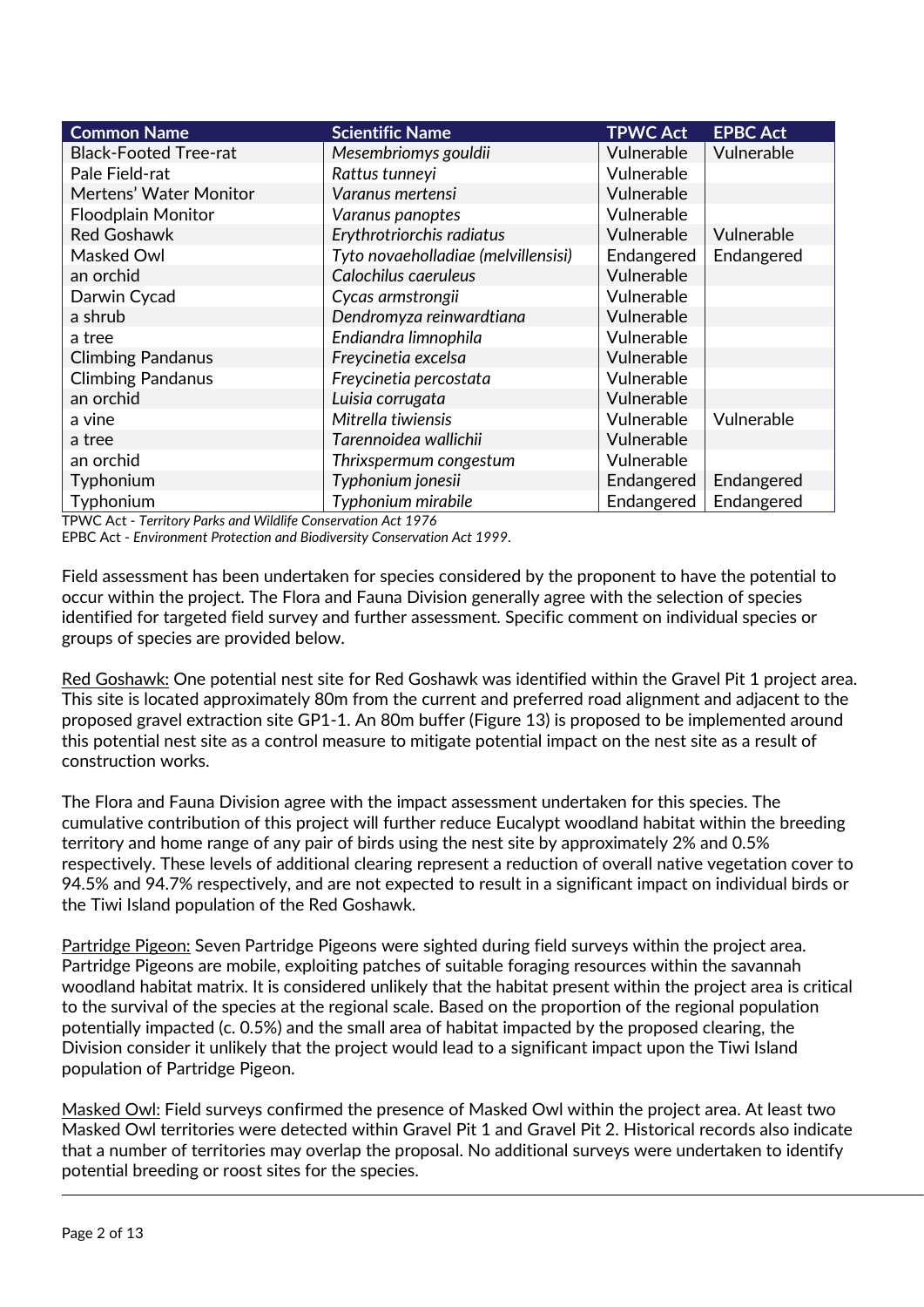| Common Name | Scientific Name | TPWC Act | EPBC Act |
|---|---|---|---|
| Black-Footed Tree-rat | *Mesembriomys gouldii* | Vulnerable | Vulnerable |
| Pale Field-rat | *Rattus tunneyi* | Vulnerable | |
| Mertens' Water Monitor | *Varanus mertensi* | Vulnerable | |
| Floodplain Monitor | *Varanus panoptes* | Vulnerable | |
| Red Goshawk | *Erythrotriorchis radiatus* | Vulnerable | Vulnerable |
| Masked Owl | *Tyto novaeholladiae (melvillensisi)* | Endangered | Endangered |
| an orchid | *Calochilus caeruleus* | Vulnerable | |
| Darwin Cycad | *Cycas armstrongii* | Vulnerable | |
| a shrub | *Dendromyza reinwardtiana* | Vulnerable | |
| a tree | *Endiandra limnophila* | Vulnerable | |
| Climbing Pandanus | *Freycinetia excelsa* | Vulnerable | |
| Climbing Pandanus | *Freycinetia percostata* | Vulnerable | |
| an orchid | *Luisia corrugata* | Vulnerable | |
| a vine | *Mitrella tiwiensis* | Vulnerable | Vulnerable |
| a tree | *Tarennoidea wallichii* | Vulnerable | |
| an orchid | *Thrixspermum congestum* | Vulnerable | |
| Typhonium | *Typhonium jonesii* | Endangered | Endangered |
| Typhonium | *Typhonium mirabile* | Endangered | Endangered |

TPWC Act - *Territory Parks and Wildlife Conservation Act 1976*

EPBC Act - *Environment Protection and Biodiversity Conservation Act 1999*.

Field assessment has been undertaken for species considered by the proponent to have the potential to occur within the project. The Flora and Fauna Division generally agree with the selection of species identified for targeted field survey and further assessment. Specific comment on individual species or groups of species are provided below.

<u>Red Goshawk:</u> One potential nest site for Red Goshawk was identified within the Gravel Pit 1 project area. This site is located approximately 80m from the current and preferred road alignment and adjacent to the proposed gravel extraction site GP1-1. An 80m buffer (Figure 13) is proposed to be implemented around this potential nest site as a control measure to mitigate potential impact on the nest site as a result of construction works.

The Flora and Fauna Division agree with the impact assessment undertaken for this species. The cumulative contribution of this project will further reduce Eucalypt woodland habitat within the breeding territory and home range of any pair of birds using the nest site by approximately 2% and 0.5% respectively. These levels of additional clearing represent a reduction of overall native vegetation cover to 94.5% and 94.7% respectively, and are not expected to result in a significant impact on individual birds or the Tiwi Island population of the Red Goshawk.

<u>Partridge Pigeon:</u> Seven Partridge Pigeons were sighted during field surveys within the project area. Partridge Pigeons are mobile, exploiting patches of suitable foraging resources within the savannah woodland habitat matrix. It is considered unlikely that the habitat present within the project area is critical to the survival of the species at the regional scale. Based on the proportion of the regional population potentially impacted (c. 0.5%) and the small area of habitat impacted by the proposed clearing, the Division consider it unlikely that the project would lead to a significant impact upon the Tiwi Island population of Partridge Pigeon.

<u>Masked Owl:</u> Field surveys confirmed the presence of Masked Owl within the project area. At least two Masked Owl territories were detected within Gravel Pit 1 and Gravel Pit 2. Historical records also indicate that a number of territories may overlap the proposal. No additional surveys were undertaken to identify potential breeding or roost sites for the species.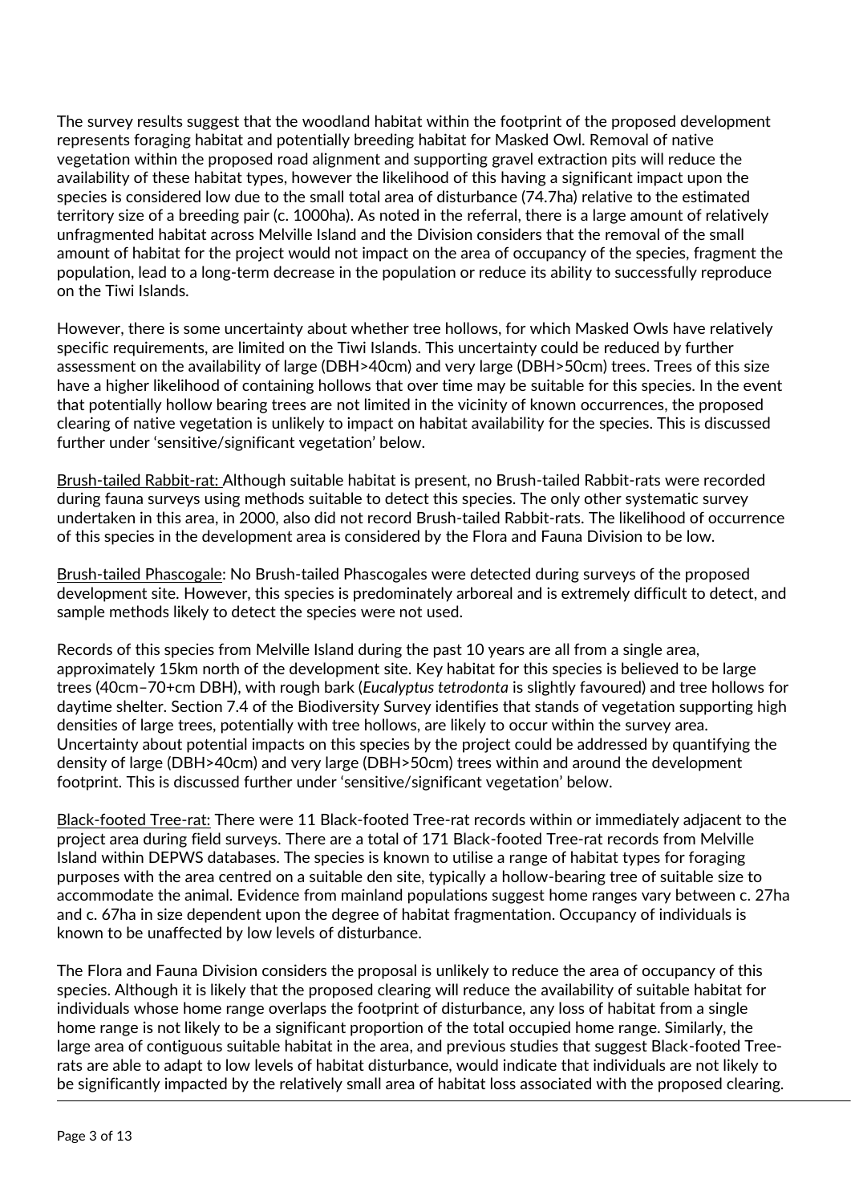The survey results suggest that the woodland habitat within the footprint of the proposed development represents foraging habitat and potentially breeding habitat for Masked Owl. Removal of native vegetation within the proposed road alignment and supporting gravel extraction pits will reduce the availability of these habitat types, however the likelihood of this having a significant impact upon the species is considered low due to the small total area of disturbance (74.7ha) relative to the estimated territory size of a breeding pair (c. 1000ha). As noted in the referral, there is a large amount of relatively unfragmented habitat across Melville Island and the Division considers that the removal of the small amount of habitat for the project would not impact on the area of occupancy of the species, fragment the population, lead to a long-term decrease in the population or reduce its ability to successfully reproduce on the Tiwi Islands.

However, there is some uncertainty about whether tree hollows, for which Masked Owls have relatively specific requirements, are limited on the Tiwi Islands. This uncertainty could be reduced by further assessment on the availability of large (DBH>40cm) and very large (DBH>50cm) trees. Trees of this size have a higher likelihood of containing hollows that over time may be suitable for this species. In the event that potentially hollow bearing trees are not limited in the vicinity of known occurrences, the proposed clearing of native vegetation is unlikely to impact on habitat availability for the species. This is discussed further under 'sensitive/significant vegetation' below.

Brush-tailed Rabbit-rat: Although suitable habitat is present, no Brush-tailed Rabbit-rats were recorded during fauna surveys using methods suitable to detect this species. The only other systematic survey undertaken in this area, in 2000, also did not record Brush-tailed Rabbit-rats. The likelihood of occurrence of this species in the development area is considered by the Flora and Fauna Division to be low.

Brush-tailed Phascogale: No Brush-tailed Phascogales were detected during surveys of the proposed development site. However, this species is predominately arboreal and is extremely difficult to detect, and sample methods likely to detect the species were not used.

Records of this species from Melville Island during the past 10 years are all from a single area, approximately 15km north of the development site. Key habitat for this species is believed to be large trees (40cm–70+cm DBH), with rough bark (*Eucalyptus tetrodonta* is slightly favoured) and tree hollows for daytime shelter. Section 7.4 of the Biodiversity Survey identifies that stands of vegetation supporting high densities of large trees, potentially with tree hollows, are likely to occur within the survey area. Uncertainty about potential impacts on this species by the project could be addressed by quantifying the density of large (DBH>40cm) and very large (DBH>50cm) trees within and around the development footprint. This is discussed further under 'sensitive/significant vegetation' below.

Black-footed Tree-rat: There were 11 Black-footed Tree-rat records within or immediately adjacent to the project area during field surveys. There are a total of 171 Black-footed Tree-rat records from Melville Island within DEPWS databases. The species is known to utilise a range of habitat types for foraging purposes with the area centred on a suitable den site, typically a hollow-bearing tree of suitable size to accommodate the animal. Evidence from mainland populations suggest home ranges vary between c. 27ha and c. 67ha in size dependent upon the degree of habitat fragmentation. Occupancy of individuals is known to be unaffected by low levels of disturbance.

The Flora and Fauna Division considers the proposal is unlikely to reduce the area of occupancy of this species. Although it is likely that the proposed clearing will reduce the availability of suitable habitat for individuals whose home range overlaps the footprint of disturbance, any loss of habitat from a single home range is not likely to be a significant proportion of the total occupied home range. Similarly, the large area of contiguous suitable habitat in the area, and previous studies that suggest Black-footed Tree-rats are able to adapt to low levels of habitat disturbance, would indicate that individuals are not likely to be significantly impacted by the relatively small area of habitat loss associated with the proposed clearing.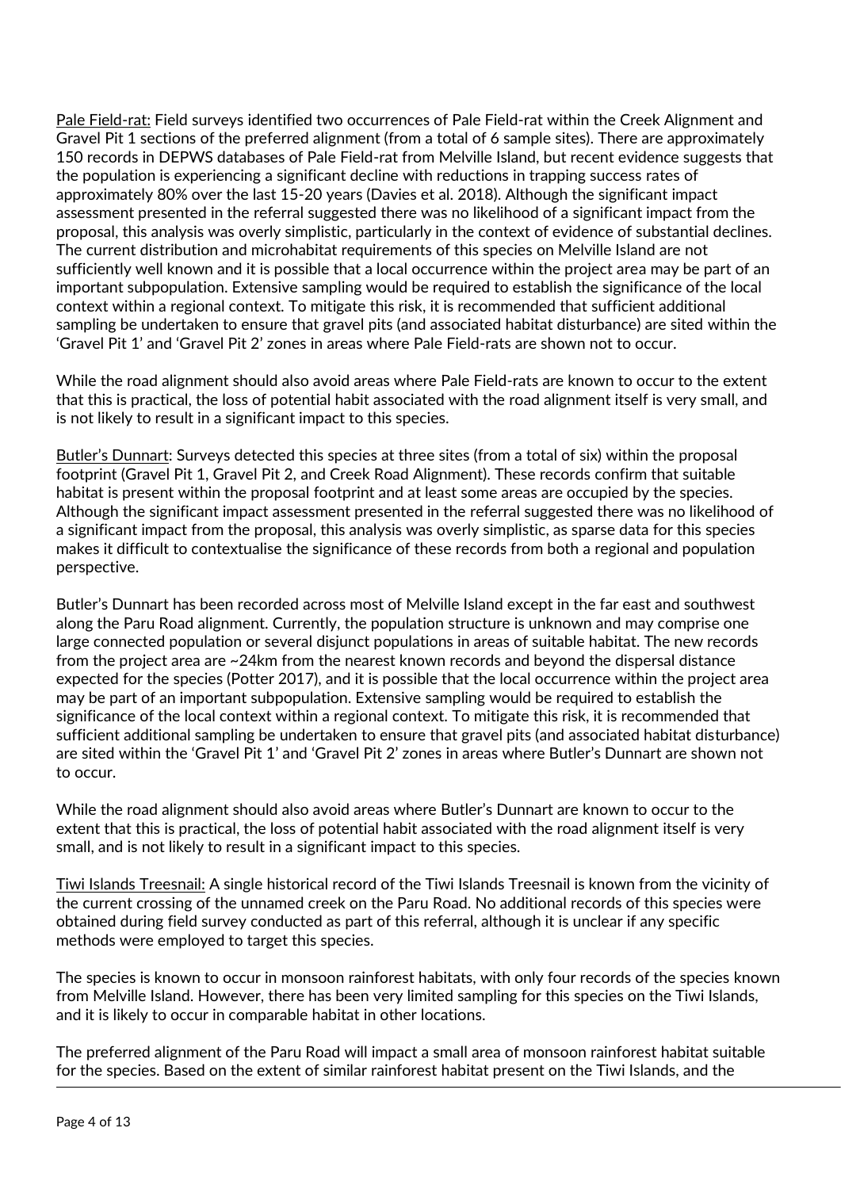Pale Field-rat: Field surveys identified two occurrences of Pale Field-rat within the Creek Alignment and Gravel Pit 1 sections of the preferred alignment (from a total of 6 sample sites). There are approximately 150 records in DEPWS databases of Pale Field-rat from Melville Island, but recent evidence suggests that the population is experiencing a significant decline with reductions in trapping success rates of approximately 80% over the last 15-20 years (Davies et al. 2018). Although the significant impact assessment presented in the referral suggested there was no likelihood of a significant impact from the proposal, this analysis was overly simplistic, particularly in the context of evidence of substantial declines. The current distribution and microhabitat requirements of this species on Melville Island are not sufficiently well known and it is possible that a local occurrence within the project area may be part of an important subpopulation. Extensive sampling would be required to establish the significance of the local context within a regional context. To mitigate this risk, it is recommended that sufficient additional sampling be undertaken to ensure that gravel pits (and associated habitat disturbance) are sited within the 'Gravel Pit 1' and 'Gravel Pit 2' zones in areas where Pale Field-rats are shown not to occur.

While the road alignment should also avoid areas where Pale Field-rats are known to occur to the extent that this is practical, the loss of potential habit associated with the road alignment itself is very small, and is not likely to result in a significant impact to this species.

Butler's Dunnart: Surveys detected this species at three sites (from a total of six) within the proposal footprint (Gravel Pit 1, Gravel Pit 2, and Creek Road Alignment). These records confirm that suitable habitat is present within the proposal footprint and at least some areas are occupied by the species. Although the significant impact assessment presented in the referral suggested there was no likelihood of a significant impact from the proposal, this analysis was overly simplistic, as sparse data for this species makes it difficult to contextualise the significance of these records from both a regional and population perspective.

Butler's Dunnart has been recorded across most of Melville Island except in the far east and southwest along the Paru Road alignment. Currently, the population structure is unknown and may comprise one large connected population or several disjunct populations in areas of suitable habitat. The new records from the project area are ~24km from the nearest known records and beyond the dispersal distance expected for the species (Potter 2017), and it is possible that the local occurrence within the project area may be part of an important subpopulation. Extensive sampling would be required to establish the significance of the local context within a regional context. To mitigate this risk, it is recommended that sufficient additional sampling be undertaken to ensure that gravel pits (and associated habitat disturbance) are sited within the 'Gravel Pit 1' and 'Gravel Pit 2' zones in areas where Butler's Dunnart are shown not to occur.

While the road alignment should also avoid areas where Butler's Dunnart are known to occur to the extent that this is practical, the loss of potential habit associated with the road alignment itself is very small, and is not likely to result in a significant impact to this species.

Tiwi Islands Treesnail: A single historical record of the Tiwi Islands Treesnail is known from the vicinity of the current crossing of the unnamed creek on the Paru Road. No additional records of this species were obtained during field survey conducted as part of this referral, although it is unclear if any specific methods were employed to target this species.

The species is known to occur in monsoon rainforest habitats, with only four records of the species known from Melville Island. However, there has been very limited sampling for this species on the Tiwi Islands, and it is likely to occur in comparable habitat in other locations.

The preferred alignment of the Paru Road will impact a small area of monsoon rainforest habitat suitable for the species. Based on the extent of similar rainforest habitat present on the Tiwi Islands, and the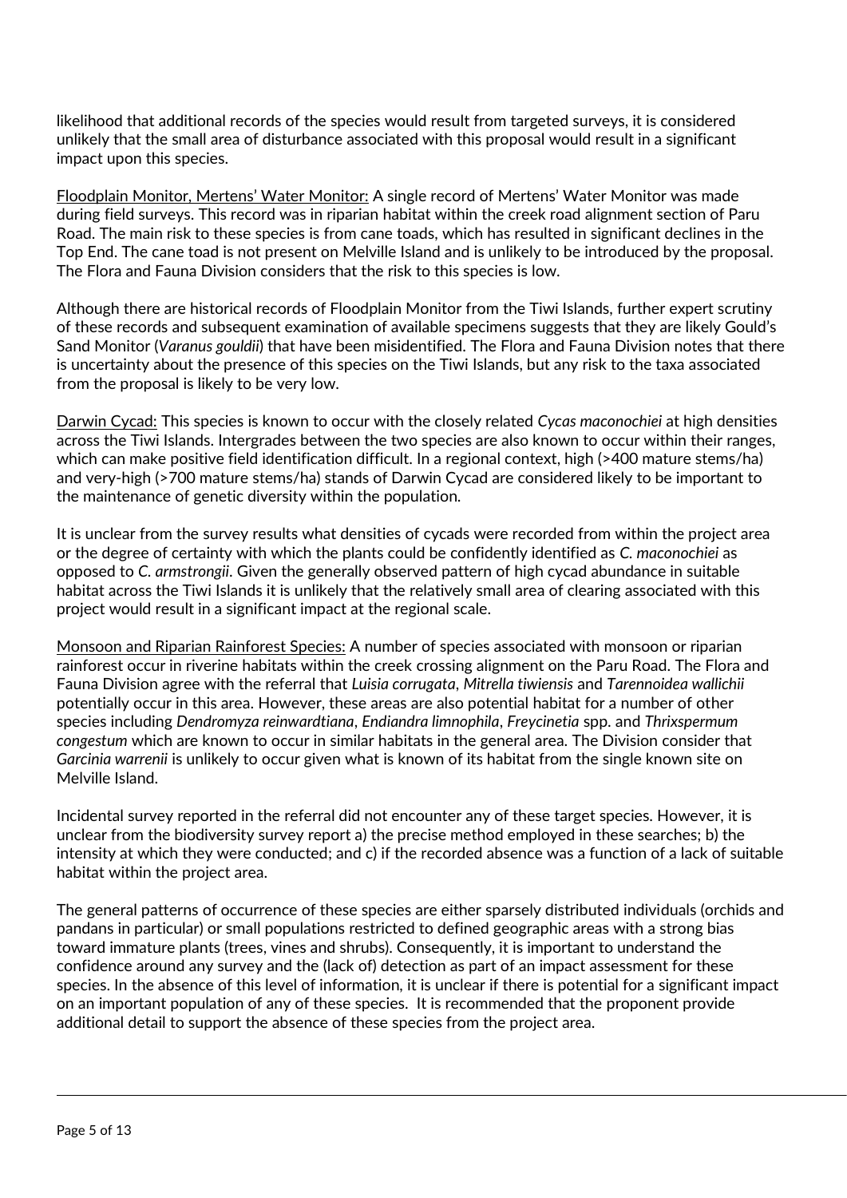likelihood that additional records of the species would result from targeted surveys, it is considered unlikely that the small area of disturbance associated with this proposal would result in a significant impact upon this species.

<u>Floodplain Monitor, Mertens' Water Monitor:</u> A single record of Mertens' Water Monitor was made during field surveys. This record was in riparian habitat within the creek road alignment section of Paru Road. The main risk to these species is from cane toads, which has resulted in significant declines in the Top End. The cane toad is not present on Melville Island and is unlikely to be introduced by the proposal. The Flora and Fauna Division considers that the risk to this species is low.

Although there are historical records of Floodplain Monitor from the Tiwi Islands, further expert scrutiny of these records and subsequent examination of available specimens suggests that they are likely Gould's Sand Monitor (*Varanus gouldii*) that have been misidentified. The Flora and Fauna Division notes that there is uncertainty about the presence of this species on the Tiwi Islands, but any risk to the taxa associated from the proposal is likely to be very low.

<u>Darwin Cycad:</u> This species is known to occur with the closely related *Cycas maconochiei* at high densities across the Tiwi Islands. Intergrades between the two species are also known to occur within their ranges, which can make positive field identification difficult. In a regional context, high (>400 mature stems/ha) and very-high (>700 mature stems/ha) stands of Darwin Cycad are considered likely to be important to the maintenance of genetic diversity within the population.

It is unclear from the survey results what densities of cycads were recorded from within the project area or the degree of certainty with which the plants could be confidently identified as *C. maconochiei* as opposed to *C. armstrongii*. Given the generally observed pattern of high cycad abundance in suitable habitat across the Tiwi Islands it is unlikely that the relatively small area of clearing associated with this project would result in a significant impact at the regional scale.

<u>Monsoon and Riparian Rainforest Species:</u> A number of species associated with monsoon or riparian rainforest occur in riverine habitats within the creek crossing alignment on the Paru Road. The Flora and Fauna Division agree with the referral that *Luisia corrugata*, *Mitrella tiwiensis* and *Tarennoidea wallichii* potentially occur in this area. However, these areas are also potential habitat for a number of other species including *Dendromyza reinwardtiana*, *Endiandra limnophila*, *Freycinetia* spp. and *Thrixspermum congestum* which are known to occur in similar habitats in the general area. The Division consider that *Garcinia warrenii* is unlikely to occur given what is known of its habitat from the single known site on Melville Island.

Incidental survey reported in the referral did not encounter any of these target species. However, it is unclear from the biodiversity survey report a) the precise method employed in these searches; b) the intensity at which they were conducted; and c) if the recorded absence was a function of a lack of suitable habitat within the project area.

The general patterns of occurrence of these species are either sparsely distributed individuals (orchids and pandans in particular) or small populations restricted to defined geographic areas with a strong bias toward immature plants (trees, vines and shrubs). Consequently, it is important to understand the confidence around any survey and the (lack of) detection as part of an impact assessment for these species. In the absence of this level of information, it is unclear if there is potential for a significant impact on an important population of any of these species. It is recommended that the proponent provide additional detail to support the absence of these species from the project area.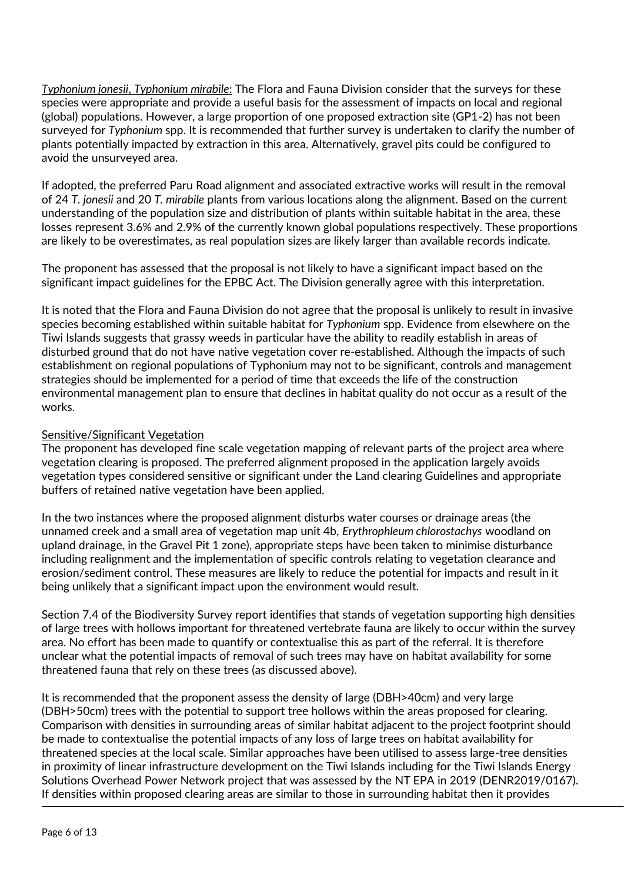*Typhonium jonesii, Typhonium mirabile*: The Flora and Fauna Division consider that the surveys for these species were appropriate and provide a useful basis for the assessment of impacts on local and regional (global) populations. However, a large proportion of one proposed extraction site (GP1-2) has not been surveyed for *Typhonium* spp. It is recommended that further survey is undertaken to clarify the number of plants potentially impacted by extraction in this area. Alternatively, gravel pits could be configured to avoid the unsurveyed area.

If adopted, the preferred Paru Road alignment and associated extractive works will result in the removal of 24 *T. jonesii* and 20 *T. mirabile* plants from various locations along the alignment. Based on the current understanding of the population size and distribution of plants within suitable habitat in the area, these losses represent 3.6% and 2.9% of the currently known global populations respectively. These proportions are likely to be overestimates, as real population sizes are likely larger than available records indicate.

The proponent has assessed that the proposal is not likely to have a significant impact based on the significant impact guidelines for the EPBC Act. The Division generally agree with this interpretation.

It is noted that the Flora and Fauna Division do not agree that the proposal is unlikely to result in invasive species becoming established within suitable habitat for *Typhonium* spp. Evidence from elsewhere on the Tiwi Islands suggests that grassy weeds in particular have the ability to readily establish in areas of disturbed ground that do not have native vegetation cover re-established. Although the impacts of such establishment on regional populations of Typhonium may not to be significant, controls and management strategies should be implemented for a period of time that exceeds the life of the construction environmental management plan to ensure that declines in habitat quality do not occur as a result of the works.

Sensitive/Significant Vegetation

The proponent has developed fine scale vegetation mapping of relevant parts of the project area where vegetation clearing is proposed. The preferred alignment proposed in the application largely avoids vegetation types considered sensitive or significant under the Land clearing Guidelines and appropriate buffers of retained native vegetation have been applied.

In the two instances where the proposed alignment disturbs water courses or drainage areas (the unnamed creek and a small area of vegetation map unit 4b, *Erythrophleum chlorostachys* woodland on upland drainage, in the Gravel Pit 1 zone), appropriate steps have been taken to minimise disturbance including realignment and the implementation of specific controls relating to vegetation clearance and erosion/sediment control. These measures are likely to reduce the potential for impacts and result in it being unlikely that a significant impact upon the environment would result.

Section 7.4 of the Biodiversity Survey report identifies that stands of vegetation supporting high densities of large trees with hollows important for threatened vertebrate fauna are likely to occur within the survey area. No effort has been made to quantify or contextualise this as part of the referral. It is therefore unclear what the potential impacts of removal of such trees may have on habitat availability for some threatened fauna that rely on these trees (as discussed above).

It is recommended that the proponent assess the density of large (DBH>40cm) and very large (DBH>50cm) trees with the potential to support tree hollows within the areas proposed for clearing. Comparison with densities in surrounding areas of similar habitat adjacent to the project footprint should be made to contextualise the potential impacts of any loss of large trees on habitat availability for threatened species at the local scale. Similar approaches have been utilised to assess large-tree densities in proximity of linear infrastructure development on the Tiwi Islands including for the Tiwi Islands Energy Solutions Overhead Power Network project that was assessed by the NT EPA in 2019 (DENR2019/0167). If densities within proposed clearing areas are similar to those in surrounding habitat then it provides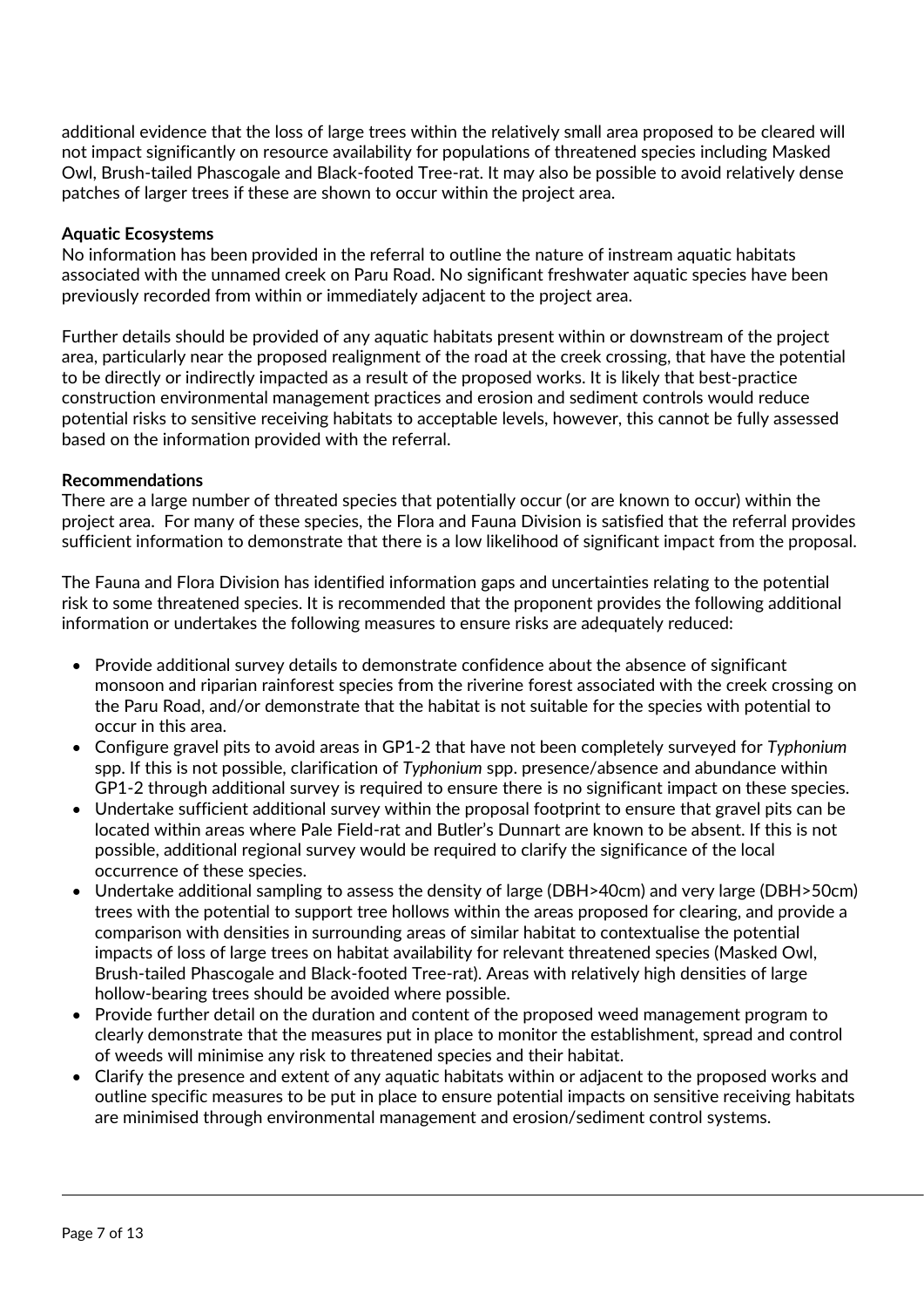additional evidence that the loss of large trees within the relatively small area proposed to be cleared will not impact significantly on resource availability for populations of threatened species including Masked Owl, Brush-tailed Phascogale and Black-footed Tree-rat. It may also be possible to avoid relatively dense patches of larger trees if these are shown to occur within the project area.

**Aquatic Ecosystems**
No information has been provided in the referral to outline the nature of instream aquatic habitats associated with the unnamed creek on Paru Road. No significant freshwater aquatic species have been previously recorded from within or immediately adjacent to the project area.

Further details should be provided of any aquatic habitats present within or downstream of the project area, particularly near the proposed realignment of the road at the creek crossing, that have the potential to be directly or indirectly impacted as a result of the proposed works. It is likely that best-practice construction environmental management practices and erosion and sediment controls would reduce potential risks to sensitive receiving habitats to acceptable levels, however, this cannot be fully assessed based on the information provided with the referral.

**Recommendations**
There are a large number of threated species that potentially occur (or are known to occur) within the project area. For many of these species, the Flora and Fauna Division is satisfied that the referral provides sufficient information to demonstrate that there is a low likelihood of significant impact from the proposal.

The Fauna and Flora Division has identified information gaps and uncertainties relating to the potential risk to some threatened species. It is recommended that the proponent provides the following additional information or undertakes the following measures to ensure risks are adequately reduced:

- Provide additional survey details to demonstrate confidence about the absence of significant monsoon and riparian rainforest species from the riverine forest associated with the creek crossing on the Paru Road, and/or demonstrate that the habitat is not suitable for the species with potential to occur in this area.
- Configure gravel pits to avoid areas in GP1-2 that have not been completely surveyed for *Typhonium* spp. If this is not possible, clarification of *Typhonium* spp. presence/absence and abundance within GP1-2 through additional survey is required to ensure there is no significant impact on these species.
- Undertake sufficient additional survey within the proposal footprint to ensure that gravel pits can be located within areas where Pale Field-rat and Butler's Dunnart are known to be absent. If this is not possible, additional regional survey would be required to clarify the significance of the local occurrence of these species.
- Undertake additional sampling to assess the density of large (DBH>40cm) and very large (DBH>50cm) trees with the potential to support tree hollows within the areas proposed for clearing, and provide a comparison with densities in surrounding areas of similar habitat to contextualise the potential impacts of loss of large trees on habitat availability for relevant threatened species (Masked Owl, Brush-tailed Phascogale and Black-footed Tree-rat). Areas with relatively high densities of large hollow-bearing trees should be avoided where possible.
- Provide further detail on the duration and content of the proposed weed management program to clearly demonstrate that the measures put in place to monitor the establishment, spread and control of weeds will minimise any risk to threatened species and their habitat.
- Clarify the presence and extent of any aquatic habitats within or adjacent to the proposed works and outline specific measures to be put in place to ensure potential impacts on sensitive receiving habitats are minimised through environmental management and erosion/sediment control systems.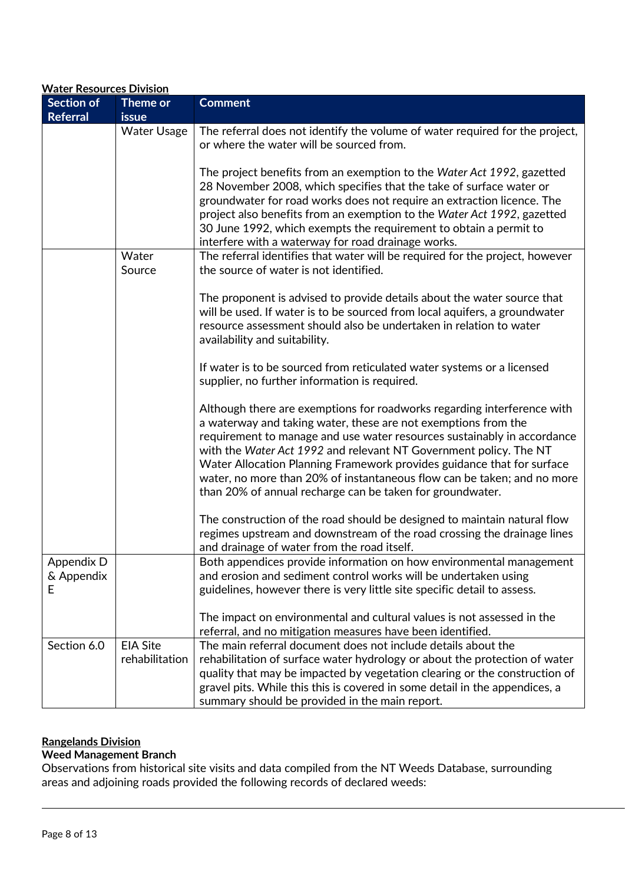**Water Resources Division**

| Section of Referral | Theme or issue | Comment |
|---|---|---|
| | Water Usage | The referral does not identify the volume of water required for the project, or where the water will be sourced from.<br><br>The project benefits from an exemption to the *Water Act 1992*, gazetted 28 November 2008, which specifies that the take of surface water or groundwater for road works does not require an extraction licence. The project also benefits from an exemption to the *Water Act 1992*, gazetted 30 June 1992, which exempts the requirement to obtain a permit to interfere with a waterway for road drainage works. |
| | Water Source | The referral identifies that water will be required for the project, however the source of water is not identified.<br><br>The proponent is advised to provide details about the water source that will be used. If water is to be sourced from local aquifers, a groundwater resource assessment should also be undertaken in relation to water availability and suitability.<br><br>If water is to be sourced from reticulated water systems or a licensed supplier, no further information is required.<br><br>Although there are exemptions for roadworks regarding interference with a waterway and taking water, these are not exemptions from the requirement to manage and use water resources sustainably in accordance with the *Water Act 1992* and relevant NT Government policy. The NT Water Allocation Planning Framework provides guidance that for surface water, no more than 20% of instantaneous flow can be taken; and no more than 20% of annual recharge can be taken for groundwater.<br><br>The construction of the road should be designed to maintain natural flow regimes upstream and downstream of the road crossing the drainage lines and drainage of water from the road itself. |
| Appendix D & Appendix E | | Both appendices provide information on how environmental management and erosion and sediment control works will be undertaken using guidelines, however there is very little site specific detail to assess.<br><br>The impact on environmental and cultural values is not assessed in the referral, and no mitigation measures have been identified. |
| Section 6.0 | EIA Site rehabilitation | The main referral document does not include details about the rehabilitation of surface water hydrology or about the protection of water quality that may be impacted by vegetation clearing or the construction of gravel pits. While this this is covered in some detail in the appendices, a summary should be provided in the main report. |

**Rangelands Division**

**Weed Management Branch**

Observations from historical site visits and data compiled from the NT Weeds Database, surrounding areas and adjoining roads provided the following records of declared weeds: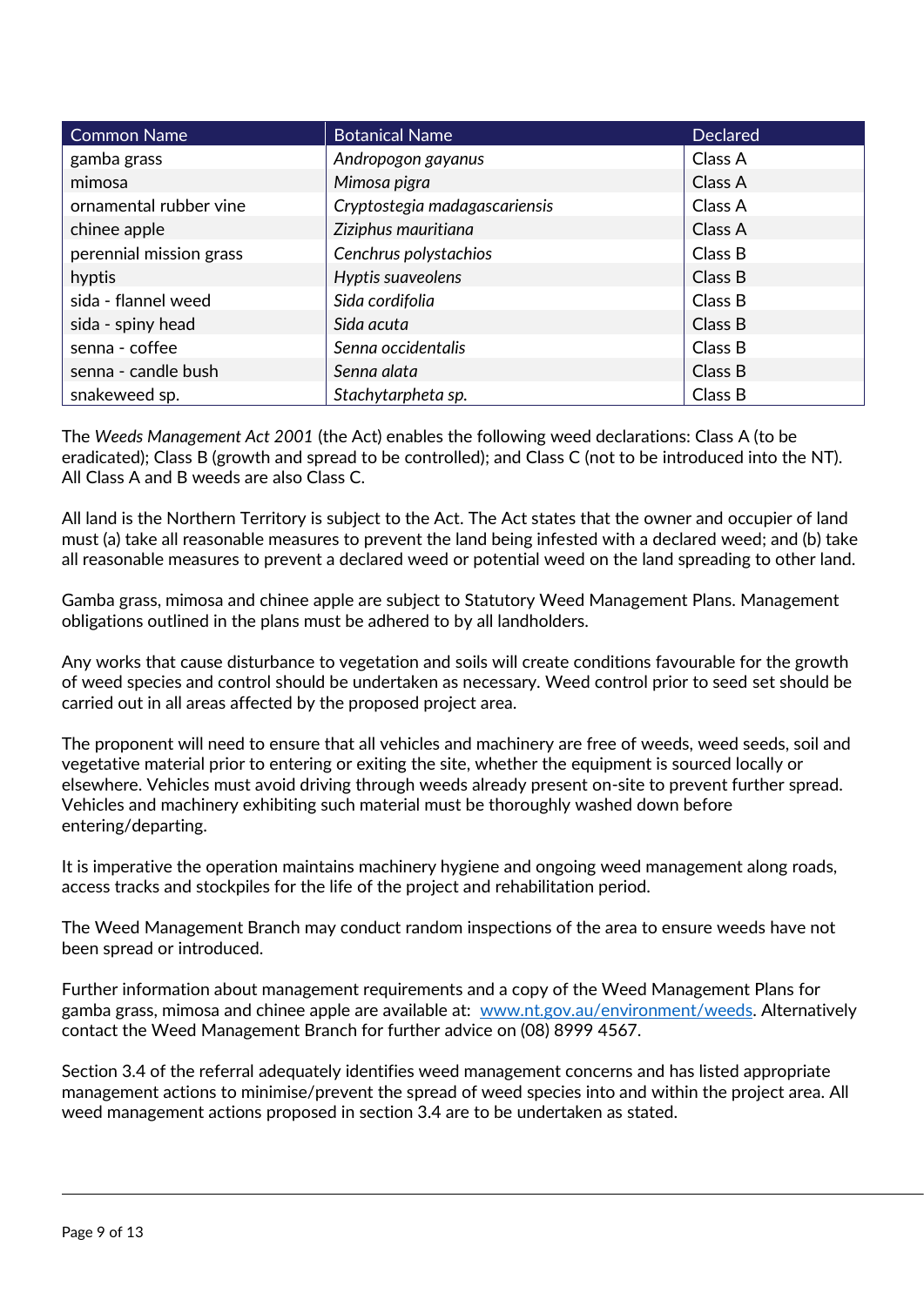| Common Name | Botanical Name | Declared |
|---|---|---|
| gamba grass | *Andropogon gayanus* | Class A |
| mimosa | *Mimosa pigra* | Class A |
| ornamental rubber vine | *Cryptostegia madagascariensis* | Class A |
| chinee apple | *Ziziphus mauritiana* | Class A |
| perennial mission grass | *Cenchrus polystachios* | Class B |
| hyptis | *Hyptis suaveolens* | Class B |
| sida - flannel weed | *Sida cordifolia* | Class B |
| sida - spiny head | *Sida acuta* | Class B |
| senna - coffee | *Senna occidentalis* | Class B |
| senna - candle bush | *Senna alata* | Class B |
| snakeweed sp. | *Stachytarpheta sp.* | Class B |

The *Weeds Management Act 2001* (the Act) enables the following weed declarations: Class A (to be eradicated); Class B (growth and spread to be controlled); and Class C (not to be introduced into the NT). All Class A and B weeds are also Class C.

All land is the Northern Territory is subject to the Act. The Act states that the owner and occupier of land must (a) take all reasonable measures to prevent the land being infested with a declared weed; and (b) take all reasonable measures to prevent a declared weed or potential weed on the land spreading to other land.

Gamba grass, mimosa and chinee apple are subject to Statutory Weed Management Plans. Management obligations outlined in the plans must be adhered to by all landholders.

Any works that cause disturbance to vegetation and soils will create conditions favourable for the growth of weed species and control should be undertaken as necessary. Weed control prior to seed set should be carried out in all areas affected by the proposed project area.

The proponent will need to ensure that all vehicles and machinery are free of weeds, weed seeds, soil and vegetative material prior to entering or exiting the site, whether the equipment is sourced locally or elsewhere. Vehicles must avoid driving through weeds already present on-site to prevent further spread. Vehicles and machinery exhibiting such material must be thoroughly washed down before entering/departing.

It is imperative the operation maintains machinery hygiene and ongoing weed management along roads, access tracks and stockpiles for the life of the project and rehabilitation period.

The Weed Management Branch may conduct random inspections of the area to ensure weeds have not been spread or introduced.

Further information about management requirements and a copy of the Weed Management Plans for gamba grass, mimosa and chinee apple are available at: [www.nt.gov.au/environment/weeds](http://www.nt.gov.au/environment/weeds). Alternatively contact the Weed Management Branch for further advice on (08) 8999 4567.

Section 3.4 of the referral adequately identifies weed management concerns and has listed appropriate management actions to minimise/prevent the spread of weed species into and within the project area. All weed management actions proposed in section 3.4 are to be undertaken as stated.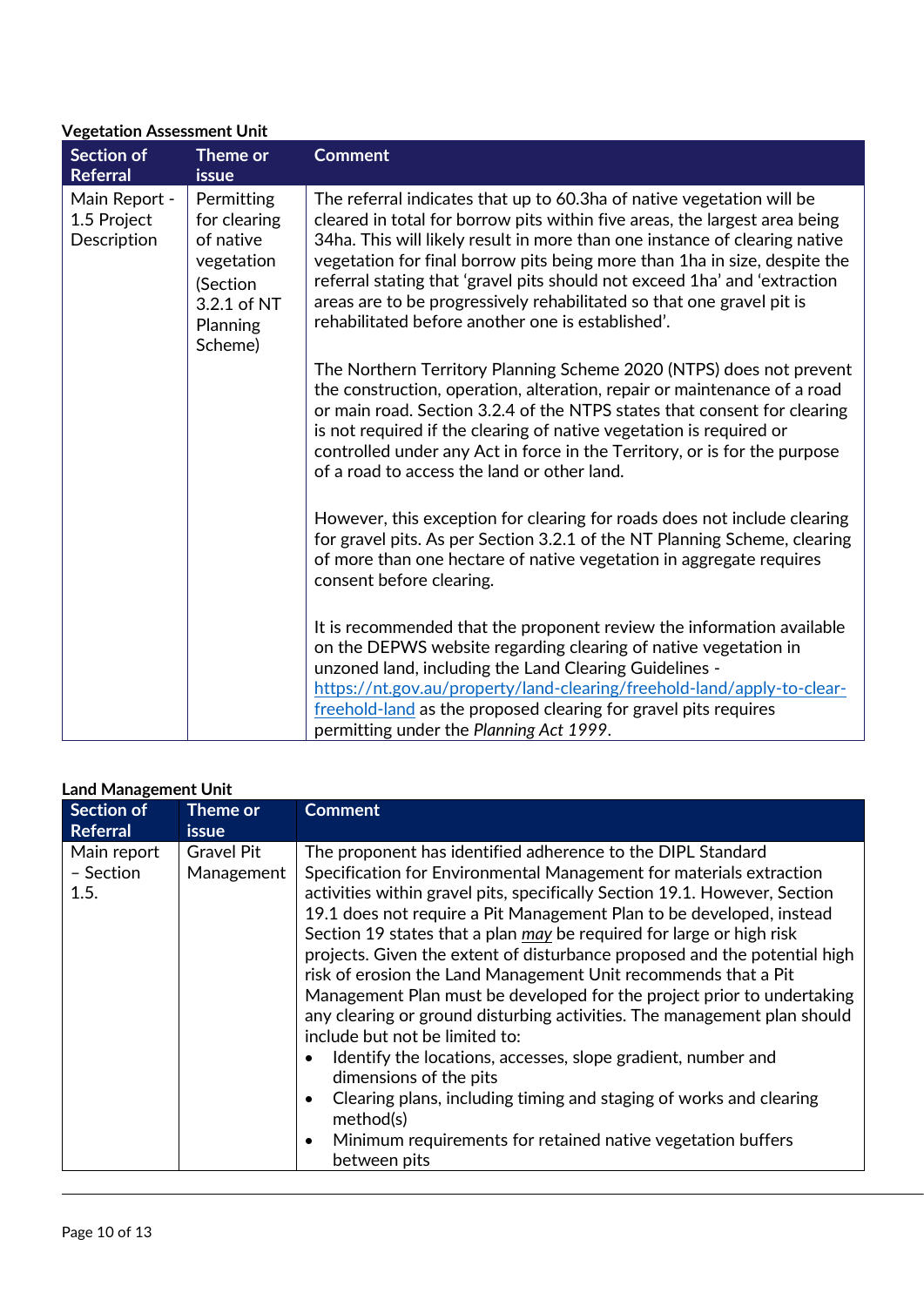**Vegetation Assessment Unit**

| Section of Referral | Theme or issue | Comment |
| --- | --- | --- |
| Main Report - 1.5 Project Description | Permitting for clearing of native vegetation (Section 3.2.1 of NT Planning Scheme) | The referral indicates that up to 60.3ha of native vegetation will be cleared in total for borrow pits within five areas, the largest area being 34ha. This will likely result in more than one instance of clearing native vegetation for final borrow pits being more than 1ha in size, despite the referral stating that 'gravel pits should not exceed 1ha' and 'extraction areas are to be progressively rehabilitated so that one gravel pit is rehabilitated before another one is established'.<br><br>The Northern Territory Planning Scheme 2020 (NTPS) does not prevent the construction, operation, alteration, repair or maintenance of a road or main road. Section 3.2.4 of the NTPS states that consent for clearing is not required if the clearing of native vegetation is required or controlled under any Act in force in the Territory, or is for the purpose of a road to access the land or other land.<br><br>However, this exception for clearing for roads does not include clearing for gravel pits. As per Section 3.2.1 of the NT Planning Scheme, clearing of more than one hectare of native vegetation in aggregate requires consent before clearing.<br><br>It is recommended that the proponent review the information available on the DEPWS website regarding clearing of native vegetation in unzoned land, including the Land Clearing Guidelines - [https://nt.gov.au/property/land-clearing/freehold-land/apply-to-clear-freehold-land](https://nt.gov.au/property/land-clearing/freehold-land/apply-to-clear-freehold-land) as the proposed clearing for gravel pits requires permitting under the *Planning Act 1999*. |

**Land Management Unit**

| Section of Referral | Theme or issue | Comment |
| --- | --- | --- |
| Main report – Section 1.5. | Gravel Pit Management | The proponent has identified adherence to the DIPL Standard Specification for Environmental Management for materials extraction activities within gravel pits, specifically Section 19.1. However, Section 19.1 does not require a Pit Management Plan to be developed, instead Section 19 states that a plan ***may*** be required for large or high risk projects. Given the extent of disturbance proposed and the potential high risk of erosion the Land Management Unit recommends that a Pit Management Plan must be developed for the project prior to undertaking any clearing or ground disturbing activities. The management plan should include but not be limited to:<br>• Identify the locations, accesses, slope gradient, number and dimensions of the pits<br>• Clearing plans, including timing and staging of works and clearing method(s)<br>• Minimum requirements for retained native vegetation buffers between pits |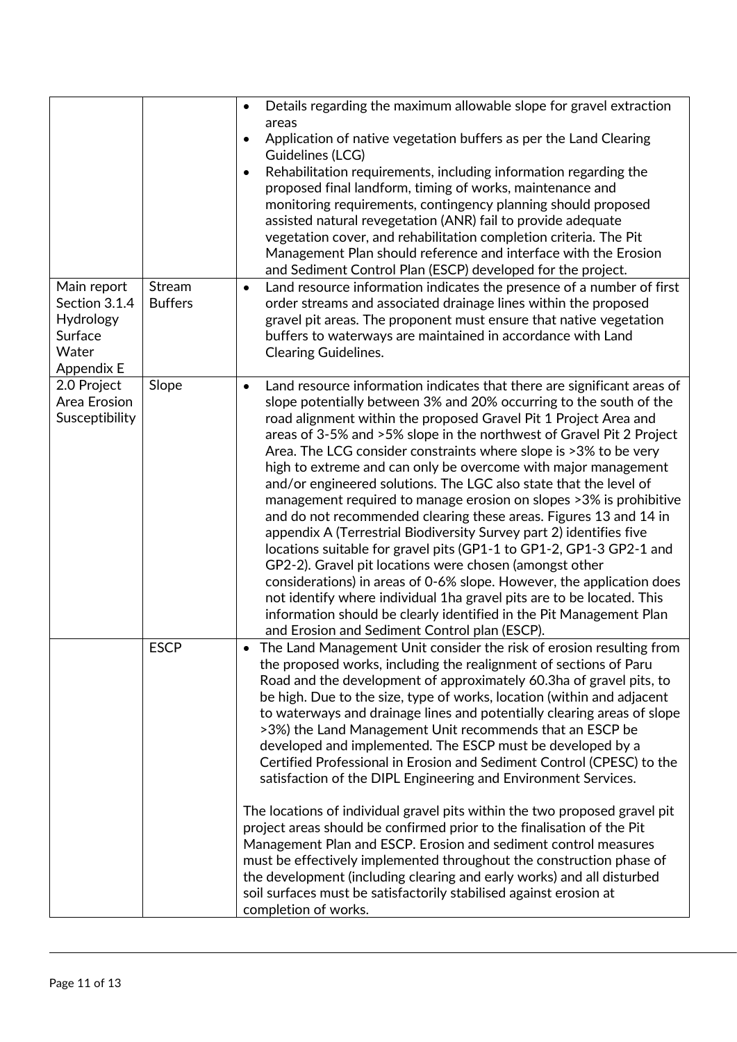| | | |
|---|---|---|
| | | • Details regarding the maximum allowable slope for gravel extraction areas<br>• Application of native vegetation buffers as per the Land Clearing Guidelines (LCG)<br>• Rehabilitation requirements, including information regarding the proposed final landform, timing of works, maintenance and monitoring requirements, contingency planning should proposed assisted natural revegetation (ANR) fail to provide adequate vegetation cover, and rehabilitation completion criteria. The Pit Management Plan should reference and interface with the Erosion and Sediment Control Plan (ESCP) developed for the project. |
| Main report Section 3.1.4 Hydrology Surface Water Appendix E | Stream Buffers | • Land resource information indicates the presence of a number of first order streams and associated drainage lines within the proposed gravel pit areas. The proponent must ensure that native vegetation buffers to waterways are maintained in accordance with Land Clearing Guidelines. |
| 2.0 Project Area Erosion Susceptibility | Slope | • Land resource information indicates that there are significant areas of slope potentially between 3% and 20% occurring to the south of the road alignment within the proposed Gravel Pit 1 Project Area and areas of 3-5% and >5% slope in the northwest of Gravel Pit 2 Project Area. The LCG consider constraints where slope is >3% to be very high to extreme and can only be overcome with major management and/or engineered solutions. The LGC also state that the level of management required to manage erosion on slopes >3% is prohibitive and do not recommended clearing these areas. Figures 13 and 14 in appendix A (Terrestrial Biodiversity Survey part 2) identifies five locations suitable for gravel pits (GP1-1 to GP1-2, GP1-3 GP2-1 and GP2-2). Gravel pit locations were chosen (amongst other considerations) in areas of 0-6% slope. However, the application does not identify where individual 1ha gravel pits are to be located. This information should be clearly identified in the Pit Management Plan and Erosion and Sediment Control plan (ESCP). |
| | ESCP | • The Land Management Unit consider the risk of erosion resulting from the proposed works, including the realignment of sections of Paru Road and the development of approximately 60.3ha of gravel pits, to be high. Due to the size, type of works, location (within and adjacent to waterways and drainage lines and potentially clearing areas of slope >3%) the Land Management Unit recommends that an ESCP be developed and implemented. The ESCP must be developed by a Certified Professional in Erosion and Sediment Control (CPESC) to the satisfaction of the DIPL Engineering and Environment Services.<br><br>The locations of individual gravel pits within the two proposed gravel pit project areas should be confirmed prior to the finalisation of the Pit Management Plan and ESCP. Erosion and sediment control measures must be effectively implemented throughout the construction phase of the development (including clearing and early works) and all disturbed soil surfaces must be satisfactorily stabilised against erosion at completion of works. |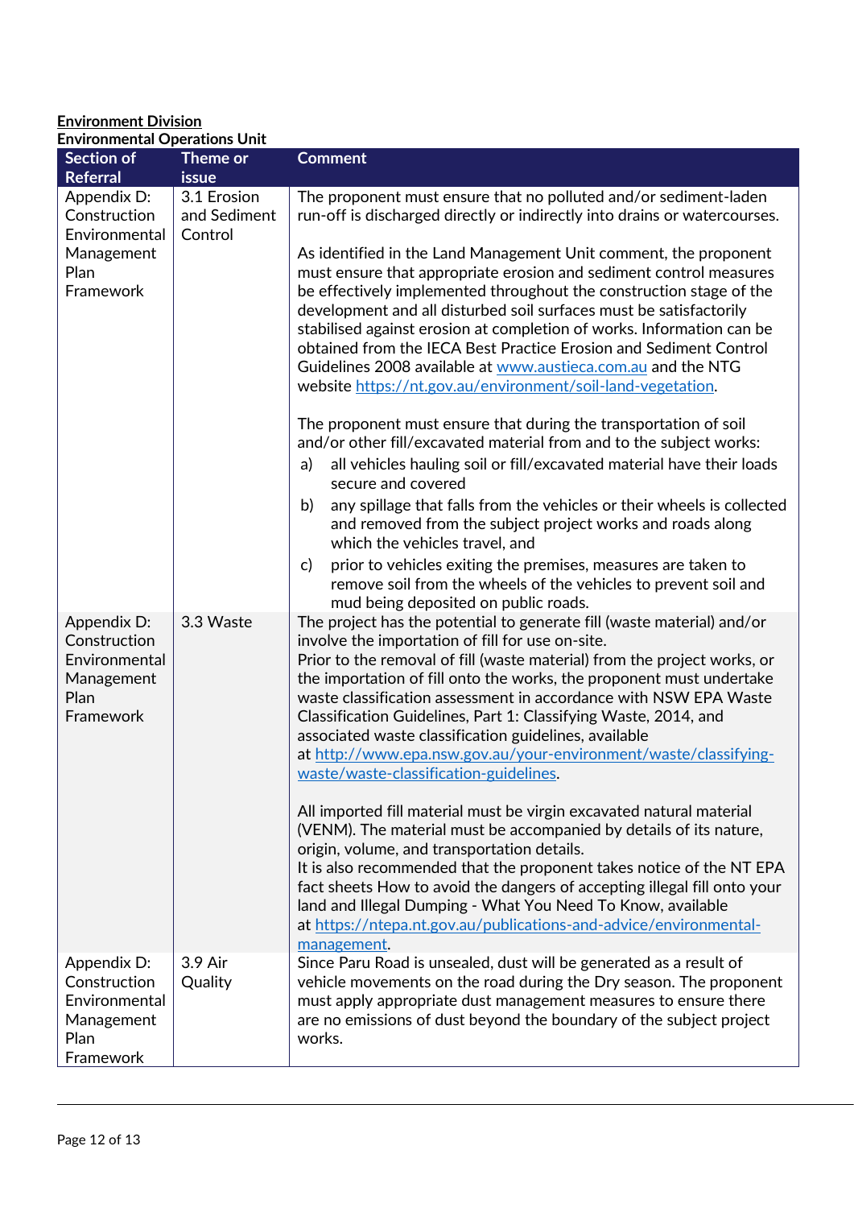**Environment Division**
**Environmental Operations Unit**

| Section of Referral | Theme or issue | Comment |
|---|---|---|
| Appendix D: Construction Environmental Management Plan Framework | 3.1 Erosion and Sediment Control | The proponent must ensure that no polluted and/or sediment-laden run-off is discharged directly or indirectly into drains or watercourses.<br><br>As identified in the Land Management Unit comment, the proponent must ensure that appropriate erosion and sediment control measures be effectively implemented throughout the construction stage of the development and all disturbed soil surfaces must be satisfactorily stabilised against erosion at completion of works. Information can be obtained from the IECA Best Practice Erosion and Sediment Control Guidelines 2008 available at [www.austieca.com.au](www.austieca.com.au) and the NTG website [https://nt.gov.au/environment/soil-land-vegetation](https://nt.gov.au/environment/soil-land-vegetation).<br><br>The proponent must ensure that during the transportation of soil and/or other fill/excavated material from and to the subject works:<br>a) all vehicles hauling soil or fill/excavated material have their loads secure and covered<br>b) any spillage that falls from the vehicles or their wheels is collected and removed from the subject project works and roads along which the vehicles travel, and<br>c) prior to vehicles exiting the premises, measures are taken to remove soil from the wheels of the vehicles to prevent soil and mud being deposited on public roads. |
| Appendix D: Construction Environmental Management Plan Framework | 3.3 Waste | The project has the potential to generate fill (waste material) and/or involve the importation of fill for use on-site.<br>Prior to the removal of fill (waste material) from the project works, or the importation of fill onto the works, the proponent must undertake waste classification assessment in accordance with NSW EPA Waste Classification Guidelines, Part 1: Classifying Waste, 2014, and associated waste classification guidelines, available at [http://www.epa.nsw.gov.au/your-environment/waste/classifying-waste/waste-classification-guidelines](http://www.epa.nsw.gov.au/your-environment/waste/classifying-waste/waste-classification-guidelines).<br><br>All imported fill material must be virgin excavated natural material (VENM). The material must be accompanied by details of its nature, origin, volume, and transportation details.<br>It is also recommended that the proponent takes notice of the NT EPA fact sheets How to avoid the dangers of accepting illegal fill onto your land and Illegal Dumping - What You Need To Know, available at [https://ntepa.nt.gov.au/publications-and-advice/environmental-management](https://ntepa.nt.gov.au/publications-and-advice/environmental-management). |
| Appendix D: Construction Environmental Management Plan Framework | 3.9 Air Quality | Since Paru Road is unsealed, dust will be generated as a result of vehicle movements on the road during the Dry season. The proponent must apply appropriate dust management measures to ensure there are no emissions of dust beyond the boundary of the subject project works. |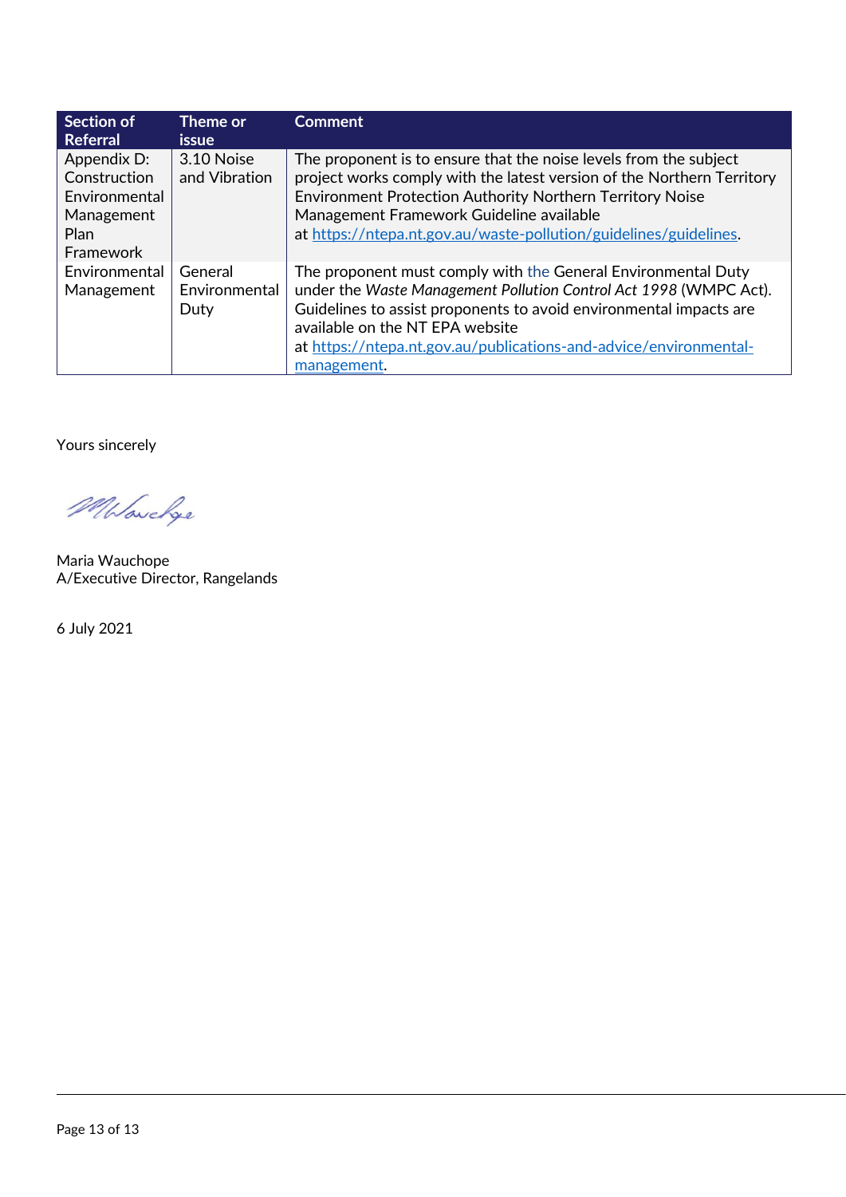| Section of Referral | Theme or issue | Comment |
|---|---|---|
| Appendix D: Construction Environmental Management Plan Framework | 3.10 Noise and Vibration | The proponent is to ensure that the noise levels from the subject project works comply with the latest version of the Northern Territory Environment Protection Authority Northern Territory Noise Management Framework Guideline available at https://ntepa.nt.gov.au/waste-pollution/guidelines/guidelines. |
| Environmental Management | General Environmental Duty | The proponent must comply with the General Environmental Duty under the *Waste Management Pollution Control Act 1998* (WMPC Act). Guidelines to assist proponents to avoid environmental impacts are available on the NT EPA website at https://ntepa.nt.gov.au/publications-and-advice/environmental-management. |

Yours sincerely

Maria Wauchope
A/Executive Director, Rangelands

6 July 2021